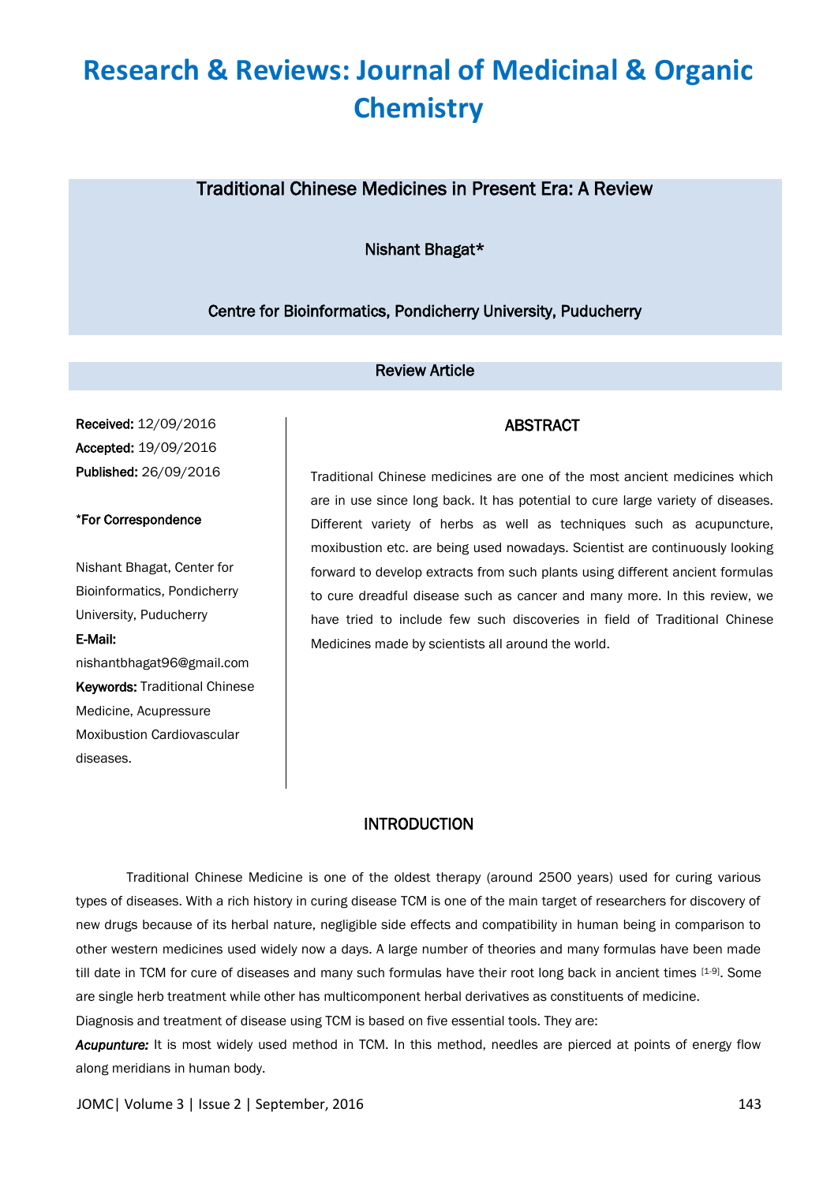# Research & Reviews: Journal of Medicinal & Organic Chemistry

## Traditional Chinese Medicines in Present Era: A Review

Nishant Bhagat*

Centre for Bioinformatics, Pondicherry University, Puducherry

Review Article

**Received:** 12/09/2016
**Accepted:** 19/09/2016
**Published:** 26/09/2016

**\*For Correspondence**

Nishant Bhagat, Center for Bioinformatics, Pondicherry University, Puducherry

**E-Mail:** nishantbhagat96@gmail.com

**Keywords:** Traditional Chinese Medicine, Acupressure Moxibustion Cardiovascular diseases.

### ABSTRACT

Traditional Chinese medicines are one of the most ancient medicines which are in use since long back. It has potential to cure large variety of diseases. Different variety of herbs as well as techniques such as acupuncture, moxibustion etc. are being used nowadays. Scientist are continuously looking forward to develop extracts from such plants using different ancient formulas to cure dreadful disease such as cancer and many more. In this review, we have tried to include few such discoveries in field of Traditional Chinese Medicines made by scientists all around the world.

### INTRODUCTION

Traditional Chinese Medicine is one of the oldest therapy (around 2500 years) used for curing various types of diseases. With a rich history in curing disease TCM is one of the main target of researchers for discovery of new drugs because of its herbal nature, negligible side effects and compatibility in human being in comparison to other western medicines used widely now a days. A large number of theories and many formulas have been made till date in TCM for cure of diseases and many such formulas have their root long back in ancient times [1-9]. Some are single herb treatment while other has multicomponent herbal derivatives as constituents of medicine.

Diagnosis and treatment of disease using TCM is based on five essential tools. They are:

***Acupunture:*** It is most widely used method in TCM. In this method, needles are pierced at points of energy flow along meridians in human body.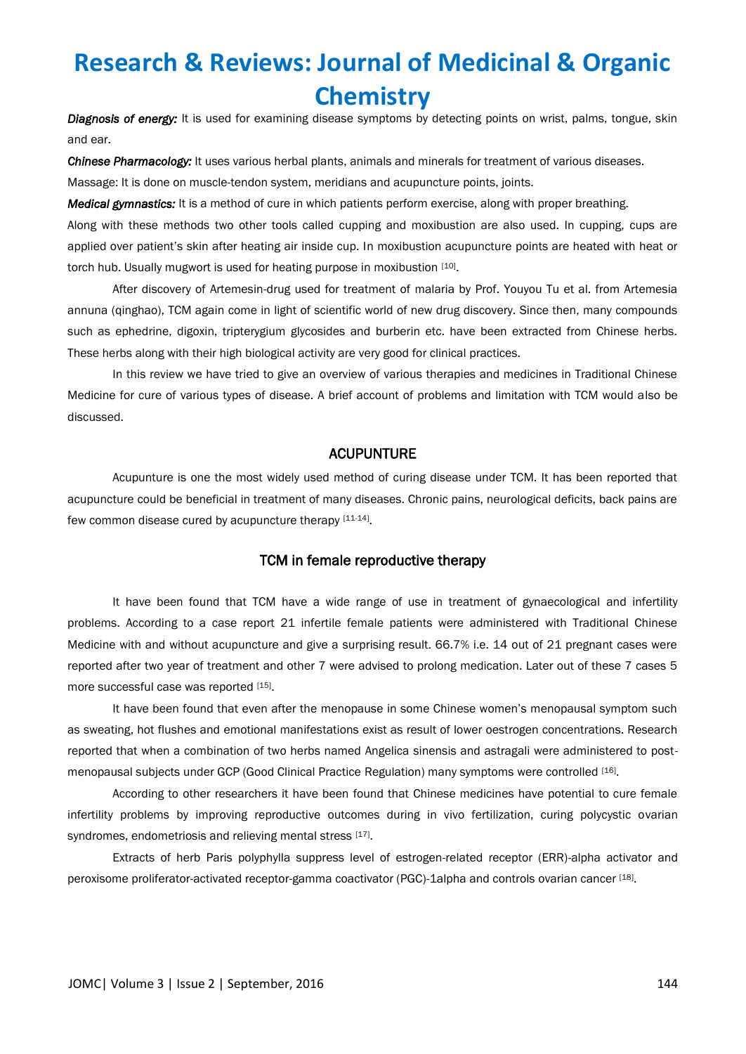***Diagnosis of energy:*** It is used for examining disease symptoms by detecting points on wrist, palms, tongue, skin and ear.

***Chinese Pharmacology:*** It uses various herbal plants, animals and minerals for treatment of various diseases.

Massage: It is done on muscle-tendon system, meridians and acupuncture points, joints.

***Medical gymnastics:*** It is a method of cure in which patients perform exercise, along with proper breathing.

Along with these methods two other tools called cupping and moxibustion are also used. In cupping, cups are applied over patient's skin after heating air inside cup. In moxibustion acupuncture points are heated with heat or torch hub. Usually mugwort is used for heating purpose in moxibustion [10].

After discovery of Artemesin-drug used for treatment of malaria by Prof. Youyou Tu et al. from Artemesia annuna (qinghao), TCM again come in light of scientific world of new drug discovery. Since then, many compounds such as ephedrine, digoxin, tripterygium glycosides and burberin etc. have been extracted from Chinese herbs. These herbs along with their high biological activity are very good for clinical practices.

In this review we have tried to give an overview of various therapies and medicines in Traditional Chinese Medicine for cure of various types of disease. A brief account of problems and limitation with TCM would also be discussed.

## ACUPUNTURE

Acupunture is one the most widely used method of curing disease under TCM. It has been reported that acupuncture could be beneficial in treatment of many diseases. Chronic pains, neurological deficits, back pains are few common disease cured by acupuncture therapy [11-14].

### TCM in female reproductive therapy

It have been found that TCM have a wide range of use in treatment of gynaecological and infertility problems. According to a case report 21 infertile female patients were administered with Traditional Chinese Medicine with and without acupuncture and give a surprising result. 66.7% i.e. 14 out of 21 pregnant cases were reported after two year of treatment and other 7 were advised to prolong medication. Later out of these 7 cases 5 more successful case was reported [15].

It have been found that even after the menopause in some Chinese women's menopausal symptom such as sweating, hot flushes and emotional manifestations exist as result of lower oestrogen concentrations. Research reported that when a combination of two herbs named Angelica sinensis and astragali were administered to post-menopausal subjects under GCP (Good Clinical Practice Regulation) many symptoms were controlled [16].

According to other researchers it have been found that Chinese medicines have potential to cure female infertility problems by improving reproductive outcomes during in vivo fertilization, curing polycystic ovarian syndromes, endometriosis and relieving mental stress [17].

Extracts of herb Paris polyphylla suppress level of estrogen-related receptor (ERR)-alpha activator and peroxisome proliferator-activated receptor-gamma coactivator (PGC)-1alpha and controls ovarian cancer [18].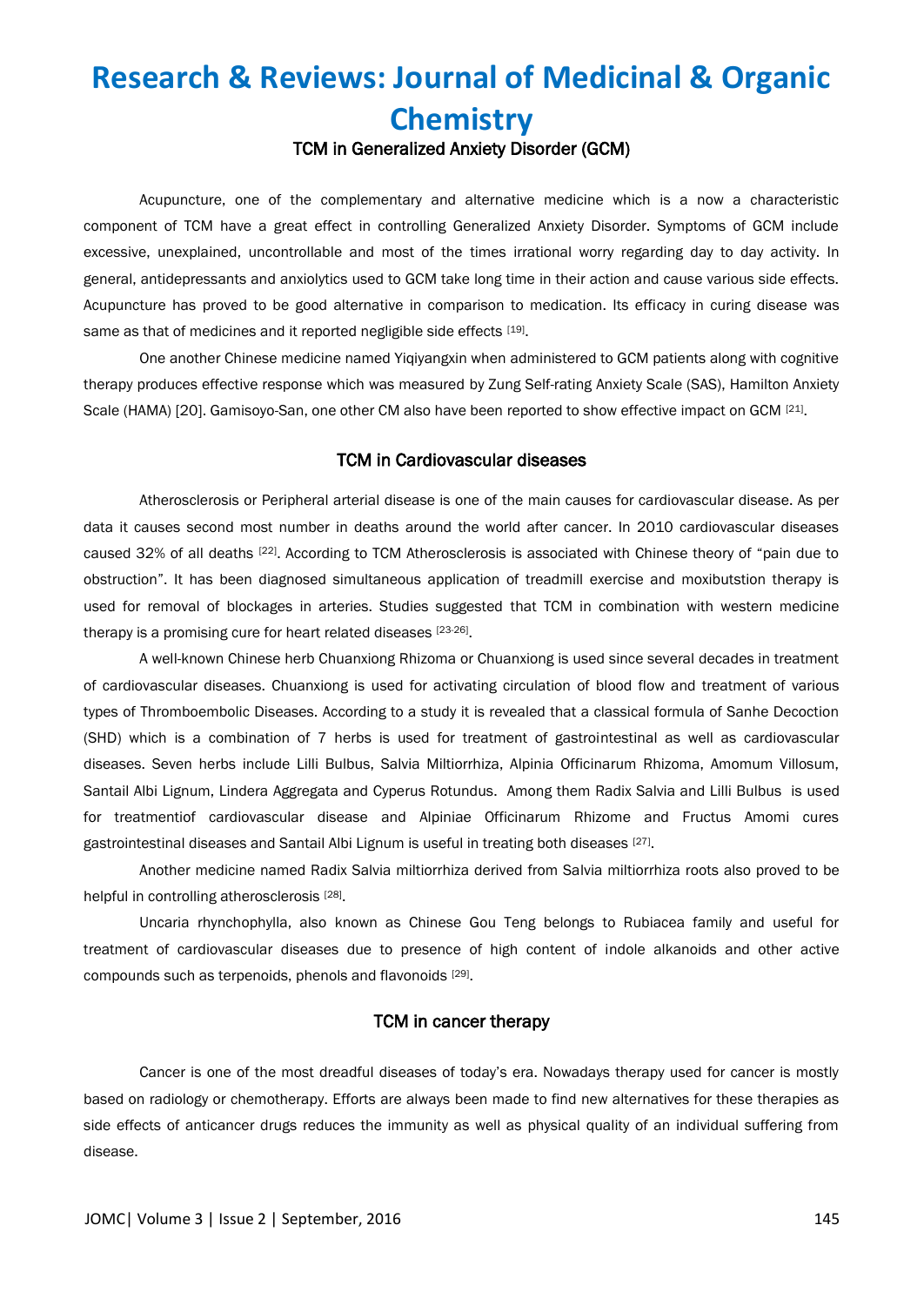## TCM in Generalized Anxiety Disorder (GCM)

Acupuncture, one of the complementary and alternative medicine which is a now a characteristic component of TCM have a great effect in controlling Generalized Anxiety Disorder. Symptoms of GCM include excessive, unexplained, uncontrollable and most of the times irrational worry regarding day to day activity. In general, antidepressants and anxiolytics used to GCM take long time in their action and cause various side effects. Acupuncture has proved to be good alternative in comparison to medication. Its efficacy in curing disease was same as that of medicines and it reported negligible side effects [19].

One another Chinese medicine named Yiqiyangxin when administered to GCM patients along with cognitive therapy produces effective response which was measured by Zung Self-rating Anxiety Scale (SAS), Hamilton Anxiety Scale (HAMA) [20]. Gamisoyo-San, one other CM also have been reported to show effective impact on GCM [21].

## TCM in Cardiovascular diseases

Atherosclerosis or Peripheral arterial disease is one of the main causes for cardiovascular disease. As per data it causes second most number in deaths around the world after cancer. In 2010 cardiovascular diseases caused 32% of all deaths [22]. According to TCM Atherosclerosis is associated with Chinese theory of "pain due to obstruction". It has been diagnosed simultaneous application of treadmill exercise and moxibutstion therapy is used for removal of blockages in arteries. Studies suggested that TCM in combination with western medicine therapy is a promising cure for heart related diseases [23-26].

A well-known Chinese herb Chuanxiong Rhizoma or Chuanxiong is used since several decades in treatment of cardiovascular diseases. Chuanxiong is used for activating circulation of blood flow and treatment of various types of Thromboembolic Diseases. According to a study it is revealed that a classical formula of Sanhe Decoction (SHD) which is a combination of 7 herbs is used for treatment of gastrointestinal as well as cardiovascular diseases. Seven herbs include Lilli Bulbus, Salvia Miltiorrhiza, Alpinia Officinarum Rhizoma, Amomum Villosum, Santail Albi Lignum, Lindera Aggregata and Cyperus Rotundus. Among them Radix Salvia and Lilli Bulbus is used for treatmentiof cardiovascular disease and Alpiniae Officinarum Rhizome and Fructus Amomi cures gastrointestinal diseases and Santail Albi Lignum is useful in treating both diseases [27].

Another medicine named Radix Salvia miltiorrhiza derived from Salvia miltiorrhiza roots also proved to be helpful in controlling atherosclerosis [28].

Uncaria rhynchophylla, also known as Chinese Gou Teng belongs to Rubiacea family and useful for treatment of cardiovascular diseases due to presence of high content of indole alkanoids and other active compounds such as terpenoids, phenols and flavonoids [29].

## TCM in cancer therapy

Cancer is one of the most dreadful diseases of today's era. Nowadays therapy used for cancer is mostly based on radiology or chemotherapy. Efforts are always been made to find new alternatives for these therapies as side effects of anticancer drugs reduces the immunity as well as physical quality of an individual suffering from disease.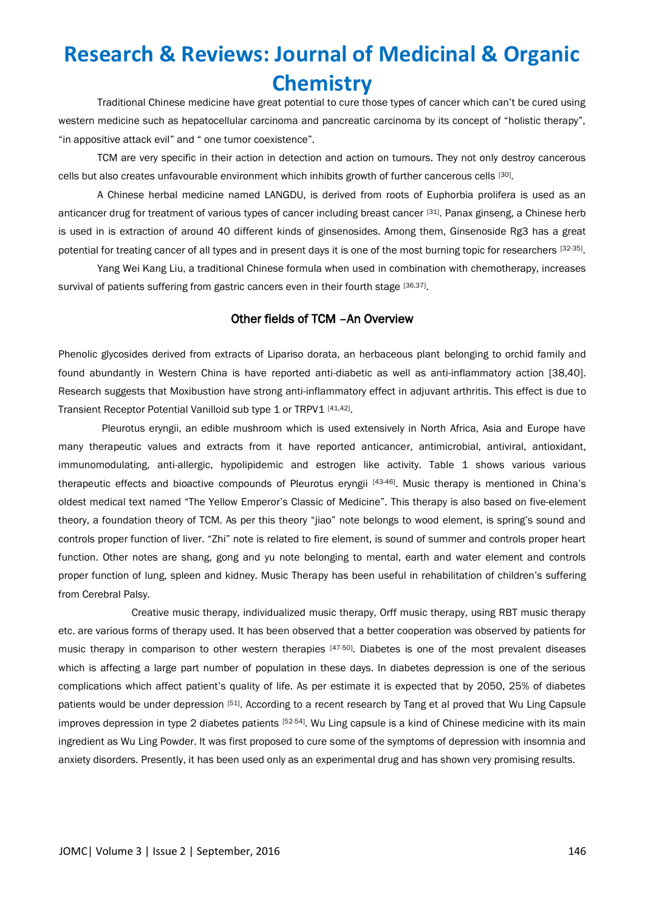Traditional Chinese medicine have great potential to cure those types of cancer which can't be cured using western medicine such as hepatocellular carcinoma and pancreatic carcinoma by its concept of "holistic therapy", "in appositive attack evil" and " one tumor coexistence".

TCM are very specific in their action in detection and action on tumours. They not only destroy cancerous cells but also creates unfavourable environment which inhibits growth of further cancerous cells [30].

A Chinese herbal medicine named LANGDU, is derived from roots of Euphorbia prolifera is used as an anticancer drug for treatment of various types of cancer including breast cancer [31]. Panax ginseng, a Chinese herb is used in is extraction of around 40 different kinds of ginsenosides. Among them, Ginsenoside Rg3 has a great potential for treating cancer of all types and in present days it is one of the most burning topic for researchers [32-35].

Yang Wei Kang Liu, a traditional Chinese formula when used in combination with chemotherapy, increases survival of patients suffering from gastric cancers even in their fourth stage [36,37].

## Other fields of TCM –An Overview

Phenolic glycosides derived from extracts of Lipariso dorata, an herbaceous plant belonging to orchid family and found abundantly in Western China is have reported anti-diabetic as well as anti-inflammatory action [38,40]. Research suggests that Moxibustion have strong anti-inflammatory effect in adjuvant arthritis. This effect is due to Transient Receptor Potential Vanilloid sub type 1 or TRPV1 [41,42].

Pleurotus eryngii, an edible mushroom which is used extensively in North Africa, Asia and Europe have many therapeutic values and extracts from it have reported anticancer, antimicrobial, antiviral, antioxidant, immunomodulating, anti-allergic, hypolipidemic and estrogen like activity. Table 1 shows various various therapeutic effects and bioactive compounds of Pleurotus eryngii [43-46]. Music therapy is mentioned in China's oldest medical text named "The Yellow Emperor's Classic of Medicine". This therapy is also based on five-element theory, a foundation theory of TCM. As per this theory "jiao" note belongs to wood element, is spring's sound and controls proper function of liver. "Zhi" note is related to fire element, is sound of summer and controls proper heart function. Other notes are shang, gong and yu note belonging to mental, earth and water element and controls proper function of lung, spleen and kidney. Music Therapy has been useful in rehabilitation of children's suffering from Cerebral Palsy.

Creative music therapy, individualized music therapy, Orff music therapy, using RBT music therapy etc. are various forms of therapy used. It has been observed that a better cooperation was observed by patients for music therapy in comparison to other western therapies [47-50]. Diabetes is one of the most prevalent diseases which is affecting a large part number of population in these days. In diabetes depression is one of the serious complications which affect patient's quality of life. As per estimate it is expected that by 2050, 25% of diabetes patients would be under depression [51]. According to a recent research by Tang et al proved that Wu Ling Capsule improves depression in type 2 diabetes patients [52-54]. Wu Ling capsule is a kind of Chinese medicine with its main ingredient as Wu Ling Powder. It was first proposed to cure some of the symptoms of depression with insomnia and anxiety disorders. Presently, it has been used only as an experimental drug and has shown very promising results.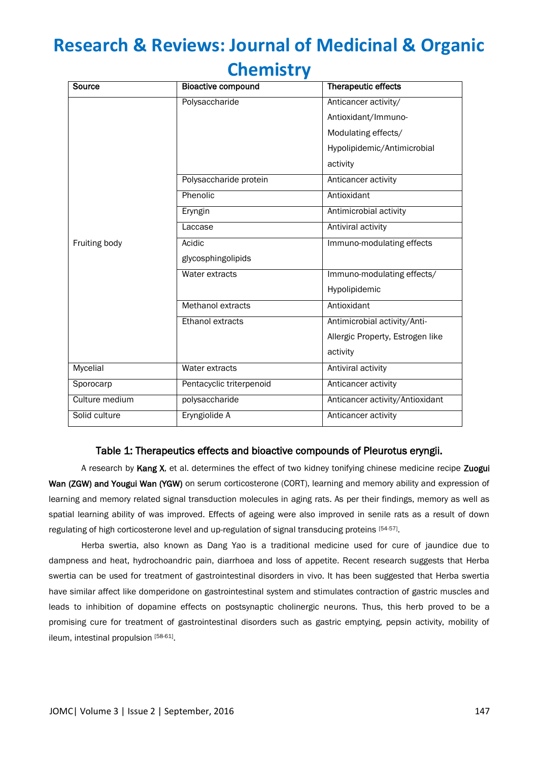| Source | Bioactive compound | Therapeutic effects |
| --- | --- | --- |
| Fruiting body | Polysaccharide | Anticancer activity/ Antioxidant/Immuno-Modulating effects/ Hypolipidemic/Antimicrobial activity |
| | Polysaccharide protein | Anticancer activity |
| | Phenolic | Antioxidant |
| | Eryngin | Antimicrobial activity |
| | Laccase | Antiviral activity |
| | Acidic glycosphingolipids | Immuno-modulating effects |
| | Water extracts | Immuno-modulating effects/ Hypolipidemic |
| | Methanol extracts | Antioxidant |
| | Ethanol extracts | Antimicrobial activity/Anti-Allergic Property, Estrogen like activity |
| Mycelial | Water extracts | Antiviral activity |
| Sporocarp | Pentacyclic triterpenoid | Anticancer activity |
| Culture medium | polysaccharide | Anticancer activity/Antioxidant |
| Solid culture | Eryngiolide A | Anticancer activity |

**Table 1: Therapeutics effects and bioactive compounds of Pleurotus eryngii.**

A research by **Kang X**, et al. determines the effect of two kidney tonifying chinese medicine recipe **Zuogui Wan (ZGW) and Yougui Wan (YGW)** on serum corticosterone (CORT), learning and memory ability and expression of learning and memory related signal transduction molecules in aging rats. As per their findings, memory as well as spatial learning ability of was improved. Effects of ageing were also improved in senile rats as a result of down regulating of high corticosterone level and up-regulation of signal transducing proteins [54-57].

Herba swertia, also known as Dang Yao is a traditional medicine used for cure of jaundice due to dampness and heat, hydrochoandric pain, diarrhoea and loss of appetite. Recent research suggests that Herba swertia can be used for treatment of gastrointestinal disorders in vivo. It has been suggested that Herba swertia have similar affect like domperidone on gastrointestinal system and stimulates contraction of gastric muscles and leads to inhibition of dopamine effects on postsynaptic cholinergic neurons. Thus, this herb proved to be a promising cure for treatment of gastrointestinal disorders such as gastric emptying, pepsin activity, mobility of ileum, intestinal propulsion [58-61].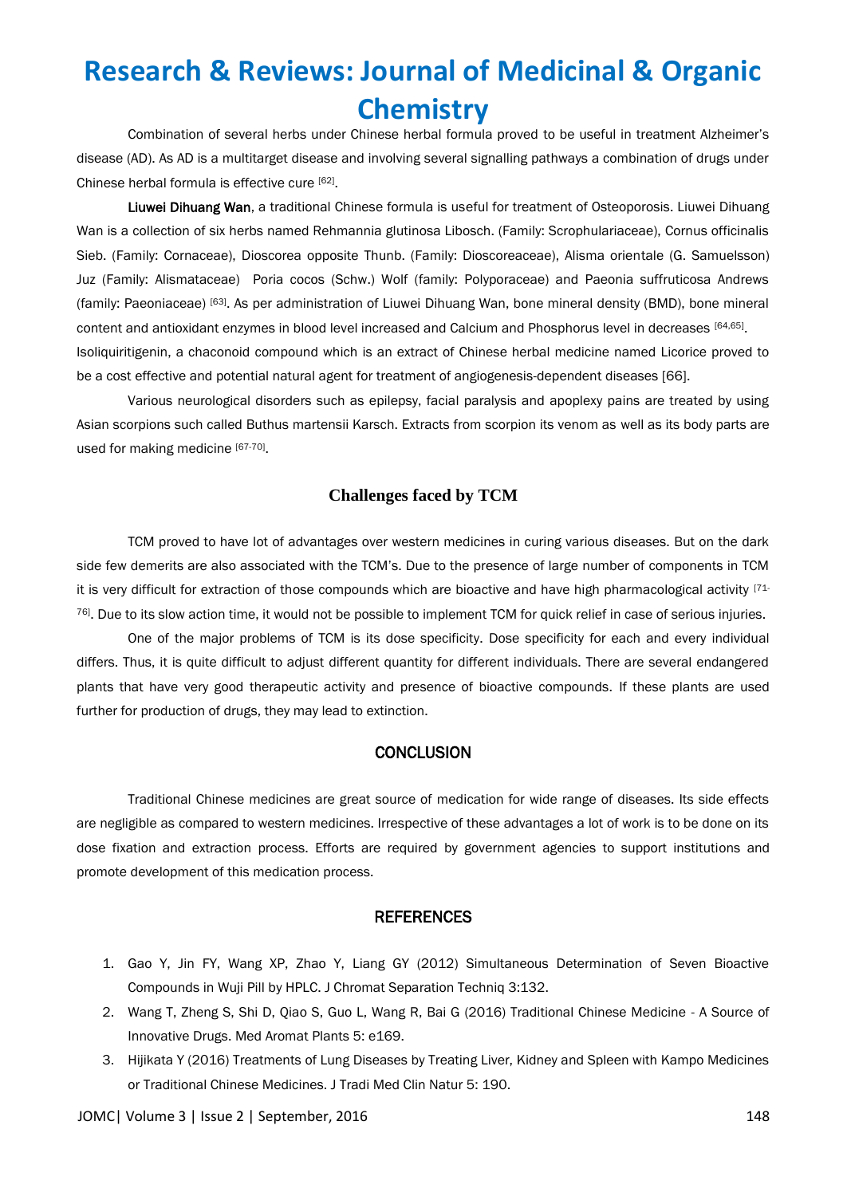Combination of several herbs under Chinese herbal formula proved to be useful in treatment Alzheimer's disease (AD). As AD is a multitarget disease and involving several signalling pathways a combination of drugs under Chinese herbal formula is effective cure [62].

**Liuwei Dihuang Wan**, a traditional Chinese formula is useful for treatment of Osteoporosis. Liuwei Dihuang Wan is a collection of six herbs named Rehmannia glutinosa Libosch. (Family: Scrophulariaceae), Cornus officinalis Sieb. (Family: Cornaceae), Dioscorea opposite Thunb. (Family: Dioscoreaceae), Alisma orientale (G. Samuelsson) Juz (Family: Alismataceae) Poria cocos (Schw.) Wolf (family: Polyporaceae) and Paeonia suffruticosa Andrews (family: Paeoniaceae) [63]. As per administration of Liuwei Dihuang Wan, bone mineral density (BMD), bone mineral content and antioxidant enzymes in blood level increased and Calcium and Phosphorus level in decreases [64,65]. Isoliquiritigenin, a chaconoid compound which is an extract of Chinese herbal medicine named Licorice proved to be a cost effective and potential natural agent for treatment of angiogenesis-dependent diseases [66].

Various neurological disorders such as epilepsy, facial paralysis and apoplexy pains are treated by using Asian scorpions such called Buthus martensii Karsch. Extracts from scorpion its venom as well as its body parts are used for making medicine [67-70].

## Challenges faced by TCM

TCM proved to have lot of advantages over western medicines in curing various diseases. But on the dark side few demerits are also associated with the TCM's. Due to the presence of large number of components in TCM it is very difficult for extraction of those compounds which are bioactive and have high pharmacological activity [71-76]. Due to its slow action time, it would not be possible to implement TCM for quick relief in case of serious injuries.

One of the major problems of TCM is its dose specificity. Dose specificity for each and every individual differs. Thus, it is quite difficult to adjust different quantity for different individuals. There are several endangered plants that have very good therapeutic activity and presence of bioactive compounds. If these plants are used further for production of drugs, they may lead to extinction.

## CONCLUSION

Traditional Chinese medicines are great source of medication for wide range of diseases. Its side effects are negligible as compared to western medicines. Irrespective of these advantages a lot of work is to be done on its dose fixation and extraction process. Efforts are required by government agencies to support institutions and promote development of this medication process.

## REFERENCES

1. Gao Y, Jin FY, Wang XP, Zhao Y, Liang GY (2012) Simultaneous Determination of Seven Bioactive Compounds in Wuji Pill by HPLC. J Chromat Separation Techniq 3:132.
2. Wang T, Zheng S, Shi D, Qiao S, Guo L, Wang R, Bai G (2016) Traditional Chinese Medicine - A Source of Innovative Drugs. Med Aromat Plants 5: e169.
3. Hijikata Y (2016) Treatments of Lung Diseases by Treating Liver, Kidney and Spleen with Kampo Medicines or Traditional Chinese Medicines. J Tradi Med Clin Natur 5: 190.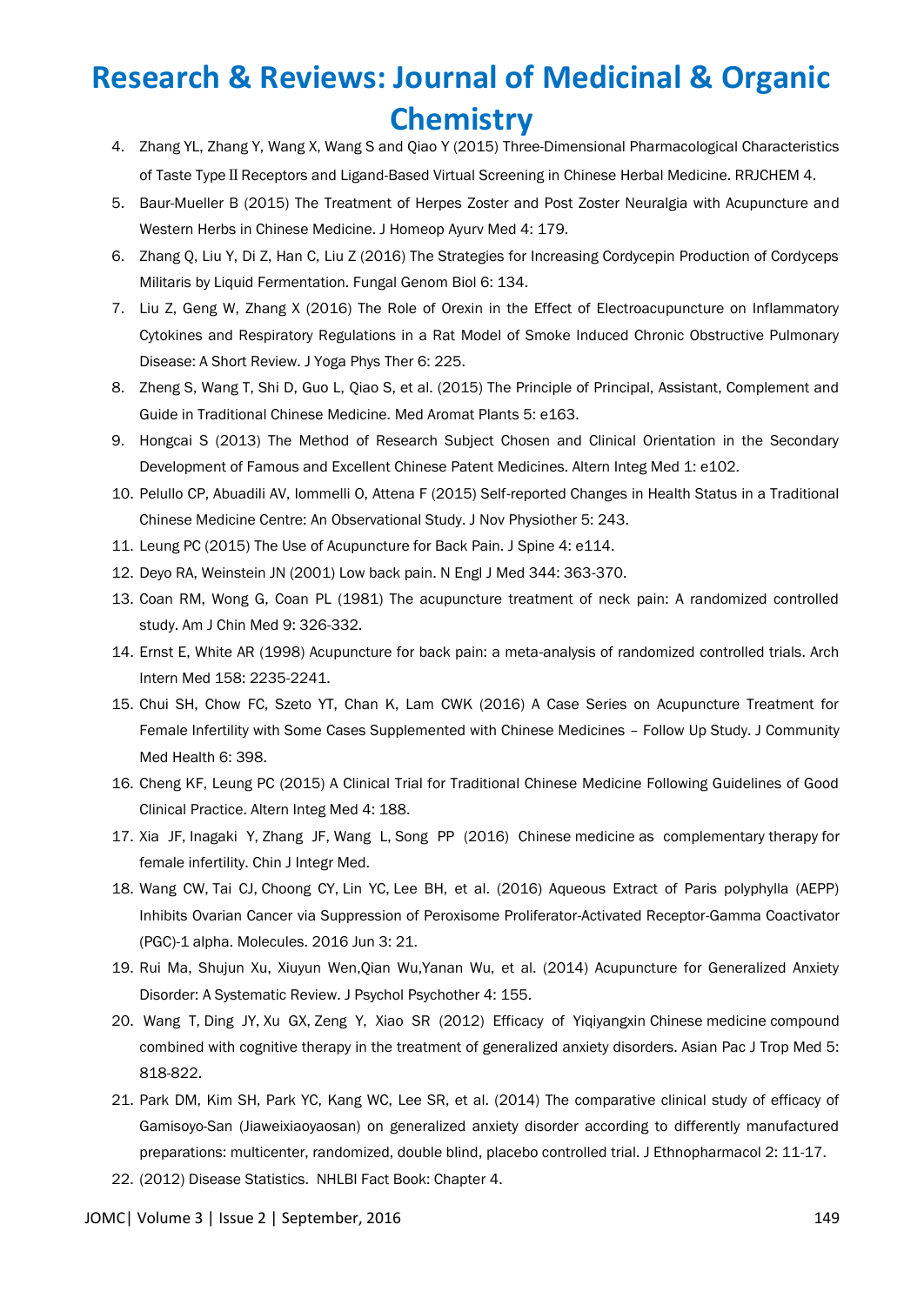4. Zhang YL, Zhang Y, Wang X, Wang S and Qiao Y (2015) Three-Dimensional Pharmacological Characteristics of Taste Type Ⅱ Receptors and Ligand-Based Virtual Screening in Chinese Herbal Medicine. RRJCHEM 4.
5. Baur-Mueller B (2015) The Treatment of Herpes Zoster and Post Zoster Neuralgia with Acupuncture and Western Herbs in Chinese Medicine. J Homeop Ayurv Med 4: 179.
6. Zhang Q, Liu Y, Di Z, Han C, Liu Z (2016) The Strategies for Increasing Cordycepin Production of Cordyceps Militaris by Liquid Fermentation. Fungal Genom Biol 6: 134.
7. Liu Z, Geng W, Zhang X (2016) The Role of Orexin in the Effect of Electroacupuncture on Inflammatory Cytokines and Respiratory Regulations in a Rat Model of Smoke Induced Chronic Obstructive Pulmonary Disease: A Short Review. J Yoga Phys Ther 6: 225.
8. Zheng S, Wang T, Shi D, Guo L, Qiao S, et al. (2015) The Principle of Principal, Assistant, Complement and Guide in Traditional Chinese Medicine. Med Aromat Plants 5: e163.
9. Hongcai S (2013) The Method of Research Subject Chosen and Clinical Orientation in the Secondary Development of Famous and Excellent Chinese Patent Medicines. Altern Integ Med 1: e102.
10. Pelullo CP, Abuadili AV, Iommelli O, Attena F (2015) Self-reported Changes in Health Status in a Traditional Chinese Medicine Centre: An Observational Study. J Nov Physiother 5: 243.
11. Leung PC (2015) The Use of Acupuncture for Back Pain. J Spine 4: e114.
12. Deyo RA, Weinstein JN (2001) Low back pain. N Engl J Med 344: 363-370.
13. Coan RM, Wong G, Coan PL (1981) The acupuncture treatment of neck pain: A randomized controlled study. Am J Chin Med 9: 326-332.
14. Ernst E, White AR (1998) Acupuncture for back pain: a meta-analysis of randomized controlled trials. Arch Intern Med 158: 2235-2241.
15. Chui SH, Chow FC, Szeto YT, Chan K, Lam CWK (2016) A Case Series on Acupuncture Treatment for Female Infertility with Some Cases Supplemented with Chinese Medicines – Follow Up Study. J Community Med Health 6: 398.
16. Cheng KF, Leung PC (2015) A Clinical Trial for Traditional Chinese Medicine Following Guidelines of Good Clinical Practice. Altern Integ Med 4: 188.
17. Xia JF, Inagaki Y, Zhang JF, Wang L, Song PP (2016) Chinese medicine as complementary therapy for female infertility. Chin J Integr Med.
18. Wang CW, Tai CJ, Choong CY, Lin YC, Lee BH, et al. (2016) Aqueous Extract of Paris polyphylla (AEPP) Inhibits Ovarian Cancer via Suppression of Peroxisome Proliferator-Activated Receptor-Gamma Coactivator (PGC)-1 alpha. Molecules. 2016 Jun 3: 21.
19. Rui Ma, Shujun Xu, Xiuyun Wen,Qian Wu,Yanan Wu, et al. (2014) Acupuncture for Generalized Anxiety Disorder: A Systematic Review. J Psychol Psychother 4: 155.
20. Wang T, Ding JY, Xu GX, Zeng Y, Xiao SR (2012) Efficacy of Yiqiyangxin Chinese medicine compound combined with cognitive therapy in the treatment of generalized anxiety disorders. Asian Pac J Trop Med 5: 818-822.
21. Park DM, Kim SH, Park YC, Kang WC, Lee SR, et al. (2014) The comparative clinical study of efficacy of Gamisoyo-San (Jiaweixiaoyaosan) on generalized anxiety disorder according to differently manufactured preparations: multicenter, randomized, double blind, placebo controlled trial. J Ethnopharmacol 2: 11-17.
22. (2012) Disease Statistics. NHLBI Fact Book: Chapter 4.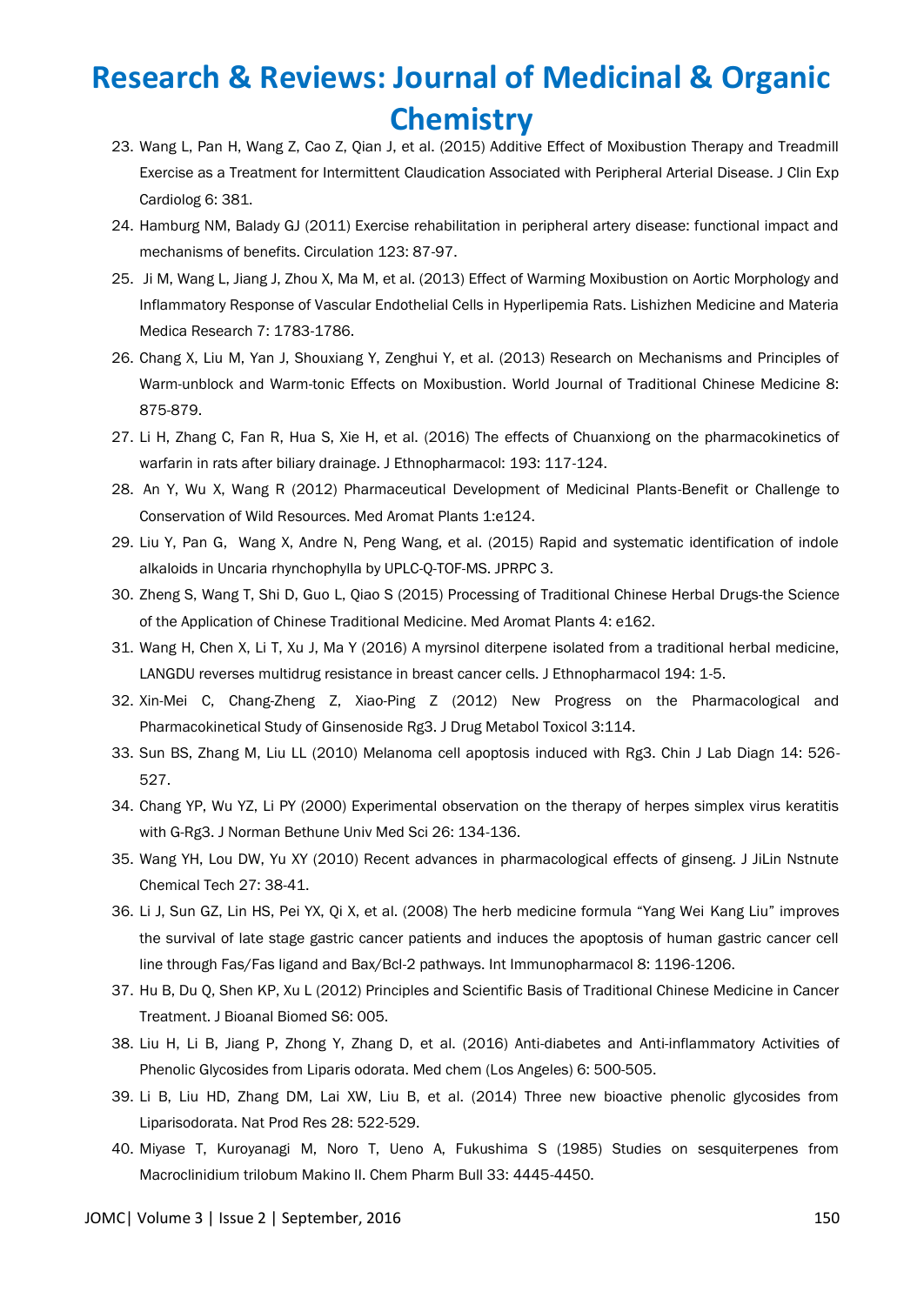23. Wang L, Pan H, Wang Z, Cao Z, Qian J, et al. (2015) Additive Effect of Moxibustion Therapy and Treadmill Exercise as a Treatment for Intermittent Claudication Associated with Peripheral Arterial Disease. J Clin Exp Cardiolog 6: 381.
24. Hamburg NM, Balady GJ (2011) Exercise rehabilitation in peripheral artery disease: functional impact and mechanisms of benefits. Circulation 123: 87-97.
25. Ji M, Wang L, Jiang J, Zhou X, Ma M, et al. (2013) Effect of Warming Moxibustion on Aortic Morphology and Inflammatory Response of Vascular Endothelial Cells in Hyperlipemia Rats. Lishizhen Medicine and Materia Medica Research 7: 1783-1786.
26. Chang X, Liu M, Yan J, Shouxiang Y, Zenghui Y, et al. (2013) Research on Mechanisms and Principles of Warm-unblock and Warm-tonic Effects on Moxibustion. World Journal of Traditional Chinese Medicine 8: 875-879.
27. Li H, Zhang C, Fan R, Hua S, Xie H, et al. (2016) The effects of Chuanxiong on the pharmacokinetics of warfarin in rats after biliary drainage. J Ethnopharmacol: 193: 117-124.
28. An Y, Wu X, Wang R (2012) Pharmaceutical Development of Medicinal Plants-Benefit or Challenge to Conservation of Wild Resources. Med Aromat Plants 1:e124.
29. Liu Y, Pan G, Wang X, Andre N, Peng Wang, et al. (2015) Rapid and systematic identification of indole alkaloids in Uncaria rhynchophylla by UPLC-Q-TOF-MS. JPRPC 3.
30. Zheng S, Wang T, Shi D, Guo L, Qiao S (2015) Processing of Traditional Chinese Herbal Drugs-the Science of the Application of Chinese Traditional Medicine. Med Aromat Plants 4: e162.
31. Wang H, Chen X, Li T, Xu J, Ma Y (2016) A myrsinol diterpene isolated from a traditional herbal medicine, LANGDU reverses multidrug resistance in breast cancer cells. J Ethnopharmacol 194: 1-5.
32. Xin-Mei C, Chang-Zheng Z, Xiao-Ping Z (2012) New Progress on the Pharmacological and Pharmacokinetical Study of Ginsenoside Rg3. J Drug Metabol Toxicol 3:114.
33. Sun BS, Zhang M, Liu LL (2010) Melanoma cell apoptosis induced with Rg3. Chin J Lab Diagn 14: 526-527.
34. Chang YP, Wu YZ, Li PY (2000) Experimental observation on the therapy of herpes simplex virus keratitis with G-Rg3. J Norman Bethune Univ Med Sci 26: 134-136.
35. Wang YH, Lou DW, Yu XY (2010) Recent advances in pharmacological effects of ginseng. J JiLin Nstnute Chemical Tech 27: 38-41.
36. Li J, Sun GZ, Lin HS, Pei YX, Qi X, et al. (2008) The herb medicine formula "Yang Wei Kang Liu" improves the survival of late stage gastric cancer patients and induces the apoptosis of human gastric cancer cell line through Fas/Fas ligand and Bax/Bcl-2 pathways. Int Immunopharmacol 8: 1196-1206.
37. Hu B, Du Q, Shen KP, Xu L (2012) Principles and Scientific Basis of Traditional Chinese Medicine in Cancer Treatment. J Bioanal Biomed S6: 005.
38. Liu H, Li B, Jiang P, Zhong Y, Zhang D, et al. (2016) Anti-diabetes and Anti-inflammatory Activities of Phenolic Glycosides from Liparis odorata. Med chem (Los Angeles) 6: 500-505.
39. Li B, Liu HD, Zhang DM, Lai XW, Liu B, et al. (2014) Three new bioactive phenolic glycosides from Liparisodorata. Nat Prod Res 28: 522-529.
40. Miyase T, Kuroyanagi M, Noro T, Ueno A, Fukushima S (1985) Studies on sesquiterpenes from Macroclinidium trilobum Makino II. Chem Pharm Bull 33: 4445-4450.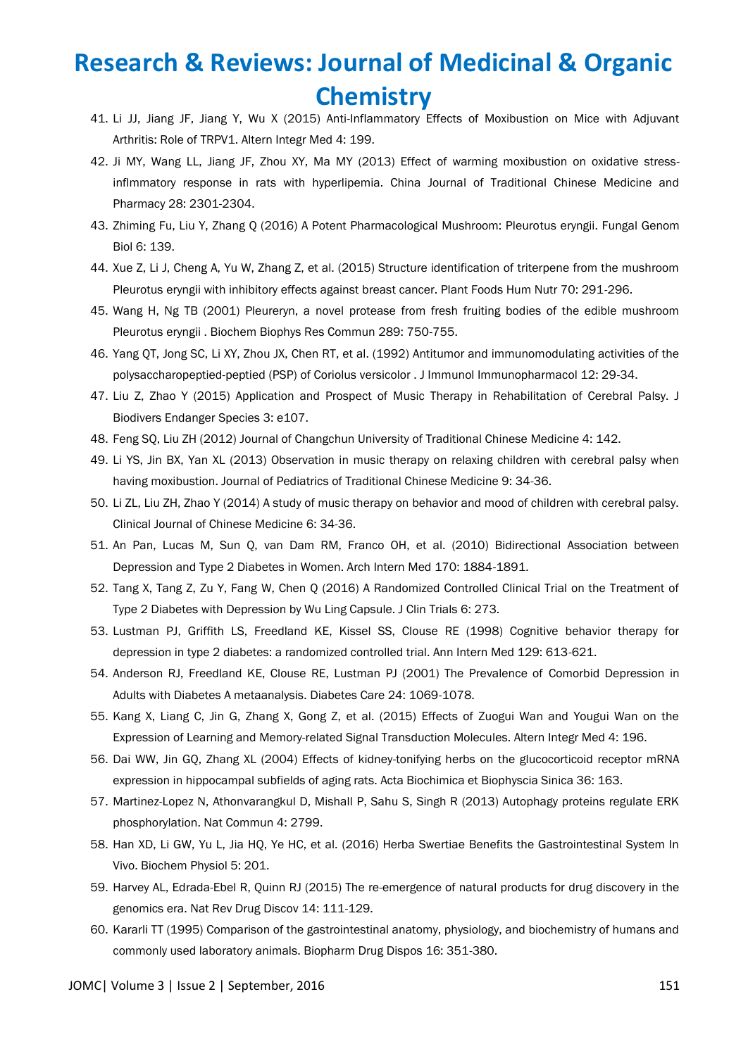41. Li JJ, Jiang JF, Jiang Y, Wu X (2015) Anti-Inflammatory Effects of Moxibustion on Mice with Adjuvant Arthritis: Role of TRPV1. Altern Integr Med 4: 199.
42. Ji MY, Wang LL, Jiang JF, Zhou XY, Ma MY (2013) Effect of warming moxibustion on oxidative stress-inflmmatory response in rats with hyperlipemia. China Journal of Traditional Chinese Medicine and Pharmacy 28: 2301-2304.
43. Zhiming Fu, Liu Y, Zhang Q (2016) A Potent Pharmacological Mushroom: Pleurotus eryngii. Fungal Genom Biol 6: 139.
44. Xue Z, Li J, Cheng A, Yu W, Zhang Z, et al. (2015) Structure identification of triterpene from the mushroom Pleurotus eryngii with inhibitory effects against breast cancer. Plant Foods Hum Nutr 70: 291-296.
45. Wang H, Ng TB (2001) Pleureryn, a novel protease from fresh fruiting bodies of the edible mushroom Pleurotus eryngii . Biochem Biophys Res Commun 289: 750-755.
46. Yang QT, Jong SC, Li XY, Zhou JX, Chen RT, et al. (1992) Antitumor and immunomodulating activities of the polysaccharopeptied-peptied (PSP) of Coriolus versicolor . J Immunol Immunopharmacol 12: 29-34.
47. Liu Z, Zhao Y (2015) Application and Prospect of Music Therapy in Rehabilitation of Cerebral Palsy. J Biodivers Endanger Species 3: e107.
48. Feng SQ, Liu ZH (2012) Journal of Changchun University of Traditional Chinese Medicine 4: 142.
49. Li YS, Jin BX, Yan XL (2013) Observation in music therapy on relaxing children with cerebral palsy when having moxibustion. Journal of Pediatrics of Traditional Chinese Medicine 9: 34-36.
50. Li ZL, Liu ZH, Zhao Y (2014) A study of music therapy on behavior and mood of children with cerebral palsy. Clinical Journal of Chinese Medicine 6: 34-36.
51. An Pan, Lucas M, Sun Q, van Dam RM, Franco OH, et al. (2010) Bidirectional Association between Depression and Type 2 Diabetes in Women. Arch Intern Med 170: 1884-1891.
52. Tang X, Tang Z, Zu Y, Fang W, Chen Q (2016) A Randomized Controlled Clinical Trial on the Treatment of Type 2 Diabetes with Depression by Wu Ling Capsule. J Clin Trials 6: 273.
53. Lustman PJ, Griffith LS, Freedland KE, Kissel SS, Clouse RE (1998) Cognitive behavior therapy for depression in type 2 diabetes: a randomized controlled trial. Ann Intern Med 129: 613-621.
54. Anderson RJ, Freedland KE, Clouse RE, Lustman PJ (2001) The Prevalence of Comorbid Depression in Adults with Diabetes A metaanalysis. Diabetes Care 24: 1069-1078.
55. Kang X, Liang C, Jin G, Zhang X, Gong Z, et al. (2015) Effects of Zuogui Wan and Yougui Wan on the Expression of Learning and Memory-related Signal Transduction Molecules. Altern Integr Med 4: 196.
56. Dai WW, Jin GQ, Zhang XL (2004) Effects of kidney-tonifying herbs on the glucocorticoid receptor mRNA expression in hippocampal subfields of aging rats. Acta Biochimica et Biophyscia Sinica 36: 163.
57. Martinez-Lopez N, Athonvarangkul D, Mishall P, Sahu S, Singh R (2013) Autophagy proteins regulate ERK phosphorylation. Nat Commun 4: 2799.
58. Han XD, Li GW, Yu L, Jia HQ, Ye HC, et al. (2016) Herba Swertiae Benefits the Gastrointestinal System In Vivo. Biochem Physiol 5: 201.
59. Harvey AL, Edrada-Ebel R, Quinn RJ (2015) The re-emergence of natural products for drug discovery in the genomics era. Nat Rev Drug Discov 14: 111-129.
60. Kararli TT (1995) Comparison of the gastrointestinal anatomy, physiology, and biochemistry of humans and commonly used laboratory animals. Biopharm Drug Dispos 16: 351-380.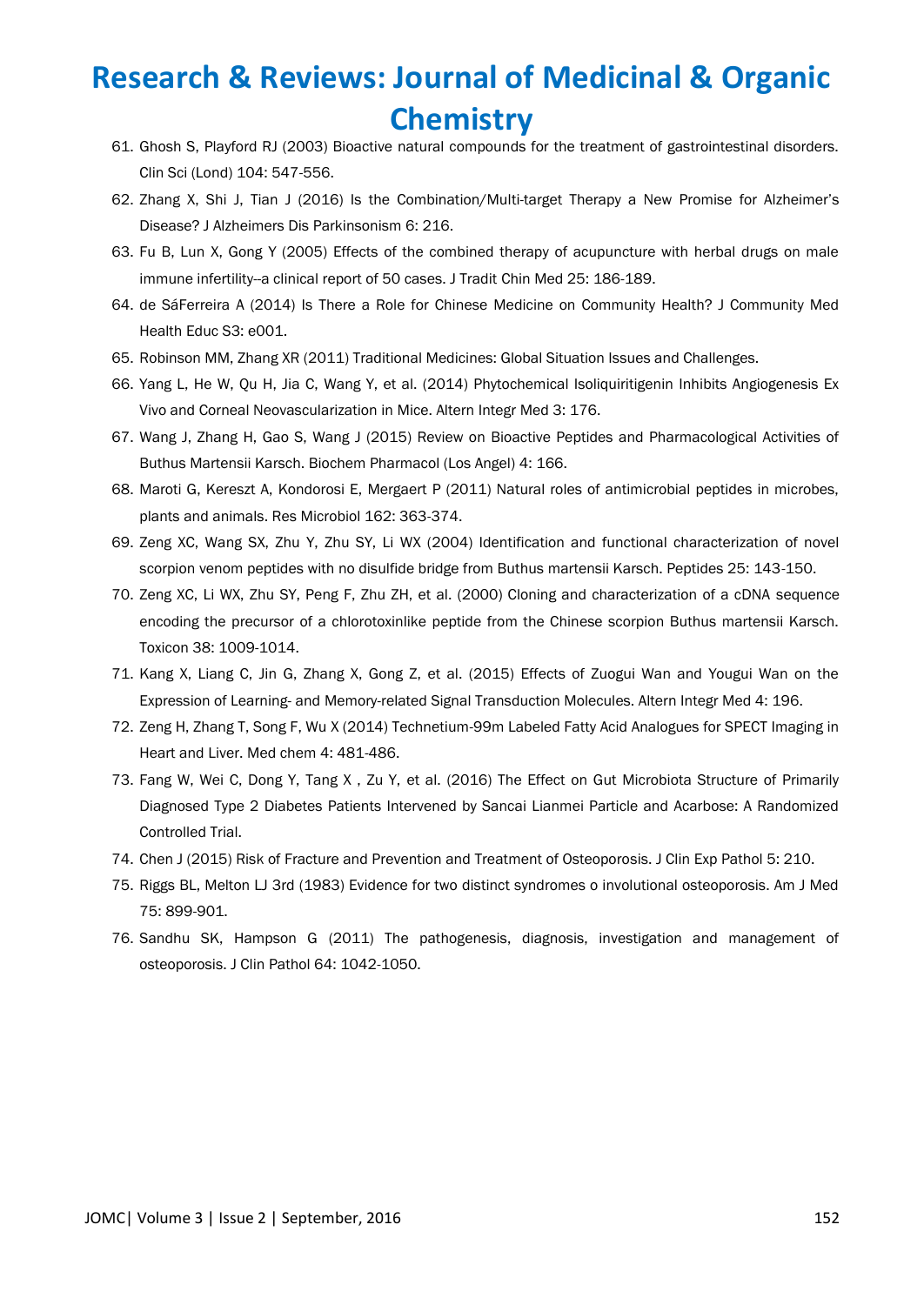61. Ghosh S, Playford RJ (2003) Bioactive natural compounds for the treatment of gastrointestinal disorders. Clin Sci (Lond) 104: 547-556.
62. Zhang X, Shi J, Tian J (2016) Is the Combination/Multi-target Therapy a New Promise for Alzheimer's Disease? J Alzheimers Dis Parkinsonism 6: 216.
63. Fu B, Lun X, Gong Y (2005) Effects of the combined therapy of acupuncture with herbal drugs on male immune infertility--a clinical report of 50 cases. J Tradit Chin Med 25: 186-189.
64. de SáFerreira A (2014) Is There a Role for Chinese Medicine on Community Health? J Community Med Health Educ S3: e001.
65. Robinson MM, Zhang XR (2011) Traditional Medicines: Global Situation Issues and Challenges.
66. Yang L, He W, Qu H, Jia C, Wang Y, et al. (2014) Phytochemical Isoliquiritigenin Inhibits Angiogenesis Ex Vivo and Corneal Neovascularization in Mice. Altern Integr Med 3: 176.
67. Wang J, Zhang H, Gao S, Wang J (2015) Review on Bioactive Peptides and Pharmacological Activities of Buthus Martensii Karsch. Biochem Pharmacol (Los Angel) 4: 166.
68. Maroti G, Kereszt A, Kondorosi E, Mergaert P (2011) Natural roles of antimicrobial peptides in microbes, plants and animals. Res Microbiol 162: 363-374.
69. Zeng XC, Wang SX, Zhu Y, Zhu SY, Li WX (2004) Identification and functional characterization of novel scorpion venom peptides with no disulfide bridge from Buthus martensii Karsch. Peptides 25: 143-150.
70. Zeng XC, Li WX, Zhu SY, Peng F, Zhu ZH, et al. (2000) Cloning and characterization of a cDNA sequence encoding the precursor of a chlorotoxinlike peptide from the Chinese scorpion Buthus martensii Karsch. Toxicon 38: 1009-1014.
71. Kang X, Liang C, Jin G, Zhang X, Gong Z, et al. (2015) Effects of Zuogui Wan and Yougui Wan on the Expression of Learning- and Memory-related Signal Transduction Molecules. Altern Integr Med 4: 196.
72. Zeng H, Zhang T, Song F, Wu X (2014) Technetium-99m Labeled Fatty Acid Analogues for SPECT Imaging in Heart and Liver. Med chem 4: 481-486.
73. Fang W, Wei C, Dong Y, Tang X , Zu Y, et al. (2016) The Effect on Gut Microbiota Structure of Primarily Diagnosed Type 2 Diabetes Patients Intervened by Sancai Lianmei Particle and Acarbose: A Randomized Controlled Trial.
74. Chen J (2015) Risk of Fracture and Prevention and Treatment of Osteoporosis. J Clin Exp Pathol 5: 210.
75. Riggs BL, Melton LJ 3rd (1983) Evidence for two distinct syndromes o involutional osteoporosis. Am J Med 75: 899-901.
76. Sandhu SK, Hampson G (2011) The pathogenesis, diagnosis, investigation and management of osteoporosis. J Clin Pathol 64: 1042-1050.